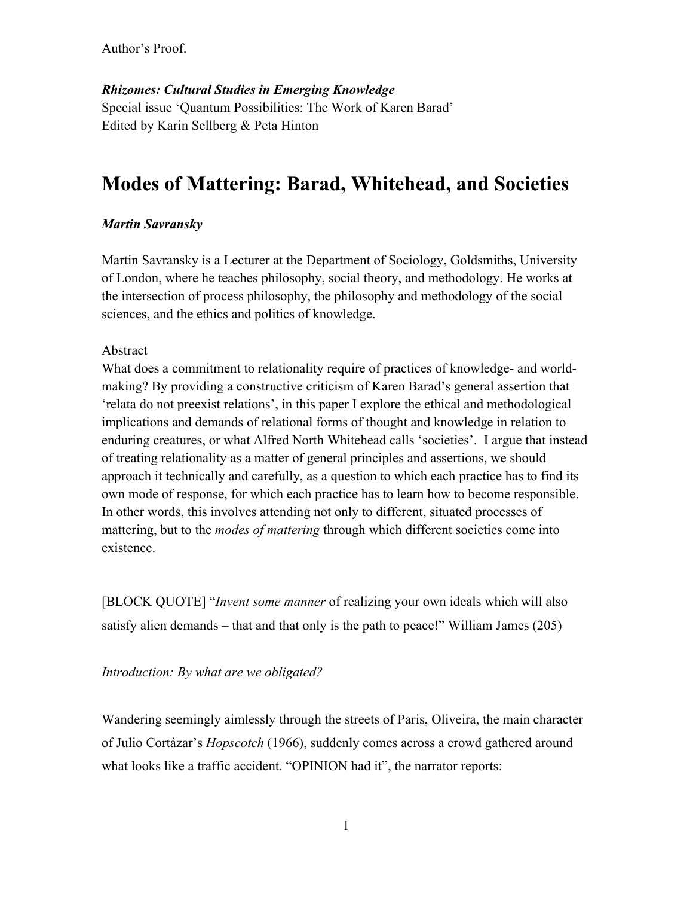Author's Proof.

***Rhizomes: Cultural Studies in Emerging Knowledge***
Special issue 'Quantum Possibilities: The Work of Karen Barad'
Edited by Karin Sellberg & Peta Hinton

# Modes of Mattering: Barad, Whitehead, and Societies

***Martin Savransky***

Martin Savransky is a Lecturer at the Department of Sociology, Goldsmiths, University of London, where he teaches philosophy, social theory, and methodology. He works at the intersection of process philosophy, the philosophy and methodology of the social sciences, and the ethics and politics of knowledge.

Abstract
What does a commitment to relationality require of practices of knowledge- and world-making? By providing a constructive criticism of Karen Barad's general assertion that 'relata do not preexist relations', in this paper I explore the ethical and methodological implications and demands of relational forms of thought and knowledge in relation to enduring creatures, or what Alfred North Whitehead calls 'societies'. I argue that instead of treating relationality as a matter of general principles and assertions, we should approach it technically and carefully, as a question to which each practice has to find its own mode of response, for which each practice has to learn how to become responsible. In other words, this involves attending not only to different, situated processes of mattering, but to the *modes of mattering* through which different societies come into existence.

[BLOCK QUOTE] "*Invent some manner* of realizing your own ideals which will also satisfy alien demands – that and that only is the path to peace!" William James (205)

*Introduction: By what are we obligated?*

Wandering seemingly aimlessly through the streets of Paris, Oliveira, the main character of Julio Cortázar's *Hopscotch* (1966), suddenly comes across a crowd gathered around what looks like a traffic accident. "OPINION had it", the narrator reports: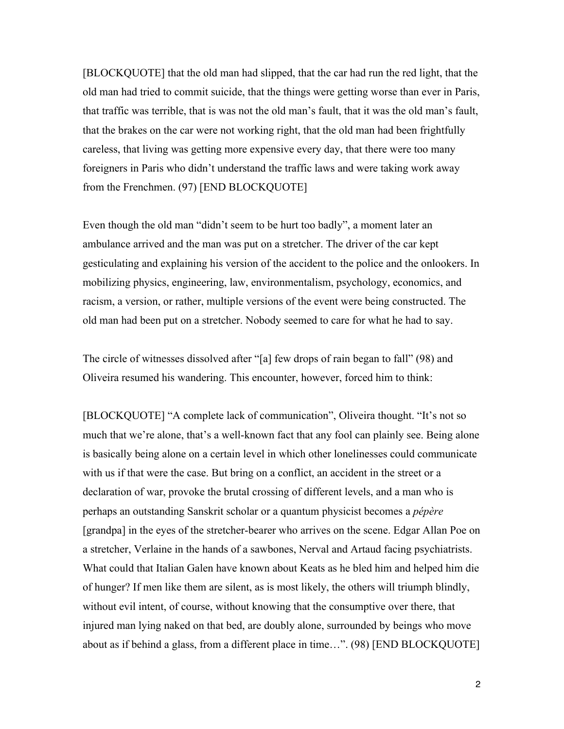[BLOCKQUOTE] that the old man had slipped, that the car had run the red light, that the old man had tried to commit suicide, that the things were getting worse than ever in Paris, that traffic was terrible, that is was not the old man's fault, that it was the old man's fault, that the brakes on the car were not working right, that the old man had been frightfully careless, that living was getting more expensive every day, that there were too many foreigners in Paris who didn't understand the traffic laws and were taking work away from the Frenchmen. (97) [END BLOCKQUOTE]

Even though the old man "didn't seem to be hurt too badly", a moment later an ambulance arrived and the man was put on a stretcher. The driver of the car kept gesticulating and explaining his version of the accident to the police and the onlookers. In mobilizing physics, engineering, law, environmentalism, psychology, economics, and racism, a version, or rather, multiple versions of the event were being constructed. The old man had been put on a stretcher. Nobody seemed to care for what he had to say.

The circle of witnesses dissolved after "[a] few drops of rain began to fall" (98) and Oliveira resumed his wandering. This encounter, however, forced him to think:

[BLOCKQUOTE] "A complete lack of communication", Oliveira thought. "It's not so much that we're alone, that's a well-known fact that any fool can plainly see. Being alone is basically being alone on a certain level in which other lonelinesses could communicate with us if that were the case. But bring on a conflict, an accident in the street or a declaration of war, provoke the brutal crossing of different levels, and a man who is perhaps an outstanding Sanskrit scholar or a quantum physicist becomes a *pépère* [grandpa] in the eyes of the stretcher-bearer who arrives on the scene. Edgar Allan Poe on a stretcher, Verlaine in the hands of a sawbones, Nerval and Artaud facing psychiatrists. What could that Italian Galen have known about Keats as he bled him and helped him die of hunger? If men like them are silent, as is most likely, the others will triumph blindly, without evil intent, of course, without knowing that the consumptive over there, that injured man lying naked on that bed, are doubly alone, surrounded by beings who move about as if behind a glass, from a different place in time…". (98) [END BLOCKQUOTE]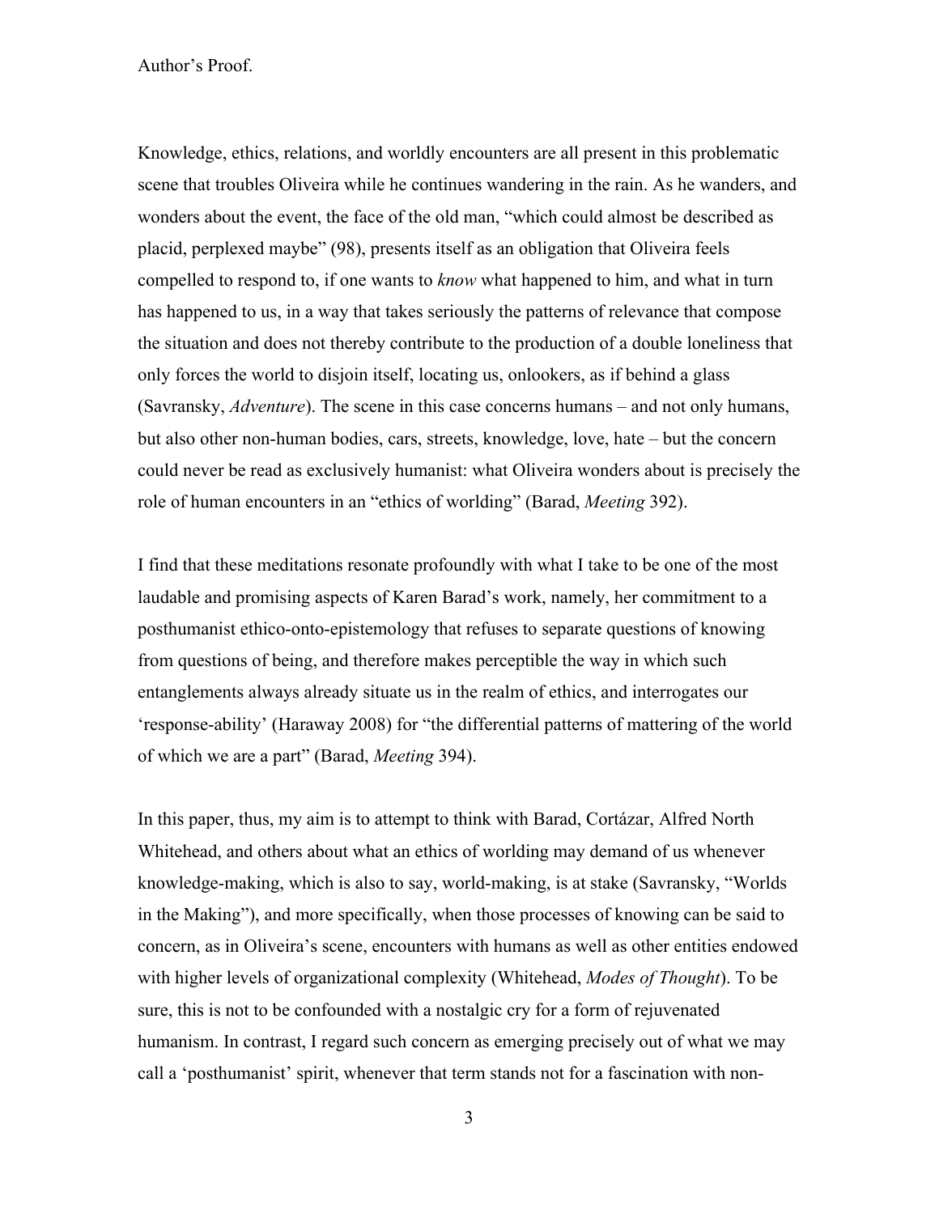Knowledge, ethics, relations, and worldly encounters are all present in this problematic scene that troubles Oliveira while he continues wandering in the rain. As he wanders, and wonders about the event, the face of the old man, "which could almost be described as placid, perplexed maybe" (98), presents itself as an obligation that Oliveira feels compelled to respond to, if one wants to *know* what happened to him, and what in turn has happened to us, in a way that takes seriously the patterns of relevance that compose the situation and does not thereby contribute to the production of a double loneliness that only forces the world to disjoin itself, locating us, onlookers, as if behind a glass (Savransky, *Adventure*). The scene in this case concerns humans – and not only humans, but also other non-human bodies, cars, streets, knowledge, love, hate – but the concern could never be read as exclusively humanist: what Oliveira wonders about is precisely the role of human encounters in an "ethics of worlding" (Barad, *Meeting* 392).

I find that these meditations resonate profoundly with what I take to be one of the most laudable and promising aspects of Karen Barad's work, namely, her commitment to a posthumanist ethico-onto-epistemology that refuses to separate questions of knowing from questions of being, and therefore makes perceptible the way in which such entanglements always already situate us in the realm of ethics, and interrogates our 'response-ability' (Haraway 2008) for "the differential patterns of mattering of the world of which we are a part" (Barad, *Meeting* 394).

In this paper, thus, my aim is to attempt to think with Barad, Cortázar, Alfred North Whitehead, and others about what an ethics of worlding may demand of us whenever knowledge-making, which is also to say, world-making, is at stake (Savransky, "Worlds in the Making"), and more specifically, when those processes of knowing can be said to concern, as in Oliveira's scene, encounters with humans as well as other entities endowed with higher levels of organizational complexity (Whitehead, *Modes of Thought*). To be sure, this is not to be confounded with a nostalgic cry for a form of rejuvenated humanism. In contrast, I regard such concern as emerging precisely out of what we may call a 'posthumanist' spirit, whenever that term stands not for a fascination with non-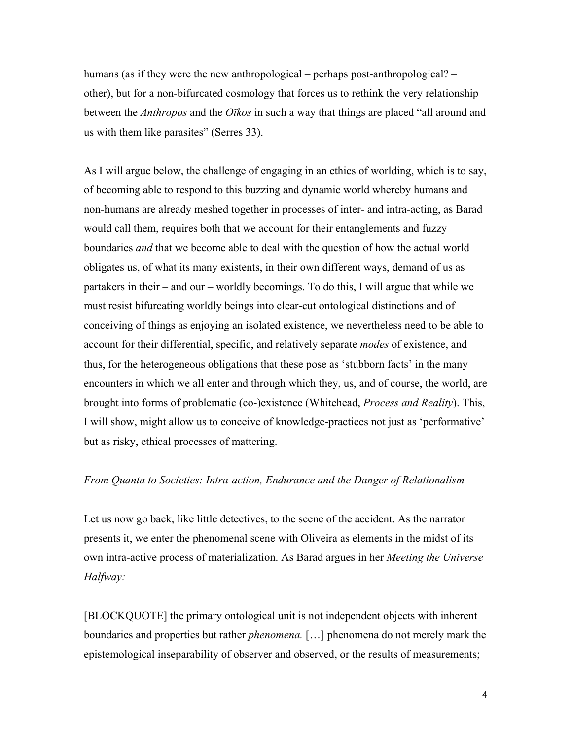humans (as if they were the new anthropological – perhaps post-anthropological? – other), but for a non-bifurcated cosmology that forces us to rethink the very relationship between the *Anthropos* and the *Oïkos* in such a way that things are placed "all around and us with them like parasites" (Serres 33).

As I will argue below, the challenge of engaging in an ethics of worlding, which is to say, of becoming able to respond to this buzzing and dynamic world whereby humans and non-humans are already meshed together in processes of inter- and intra-acting, as Barad would call them, requires both that we account for their entanglements and fuzzy boundaries *and* that we become able to deal with the question of how the actual world obligates us, of what its many existents, in their own different ways, demand of us as partakers in their – and our – worldly becomings. To do this, I will argue that while we must resist bifurcating worldly beings into clear-cut ontological distinctions and of conceiving of things as enjoying an isolated existence, we nevertheless need to be able to account for their differential, specific, and relatively separate *modes* of existence, and thus, for the heterogeneous obligations that these pose as 'stubborn facts' in the many encounters in which we all enter and through which they, us, and of course, the world, are brought into forms of problematic (co-)existence (Whitehead, *Process and Reality*). This, I will show, might allow us to conceive of knowledge-practices not just as 'performative' but as risky, ethical processes of mattering.

*From Quanta to Societies: Intra-action, Endurance and the Danger of Relationalism*

Let us now go back, like little detectives, to the scene of the accident. As the narrator presents it, we enter the phenomenal scene with Oliveira as elements in the midst of its own intra-active process of materialization. As Barad argues in her *Meeting the Universe Halfway:*

> [BLOCKQUOTE] the primary ontological unit is not independent objects with inherent boundaries and properties but rather *phenomena.* […] phenomena do not merely mark the epistemological inseparability of observer and observed, or the results of measurements;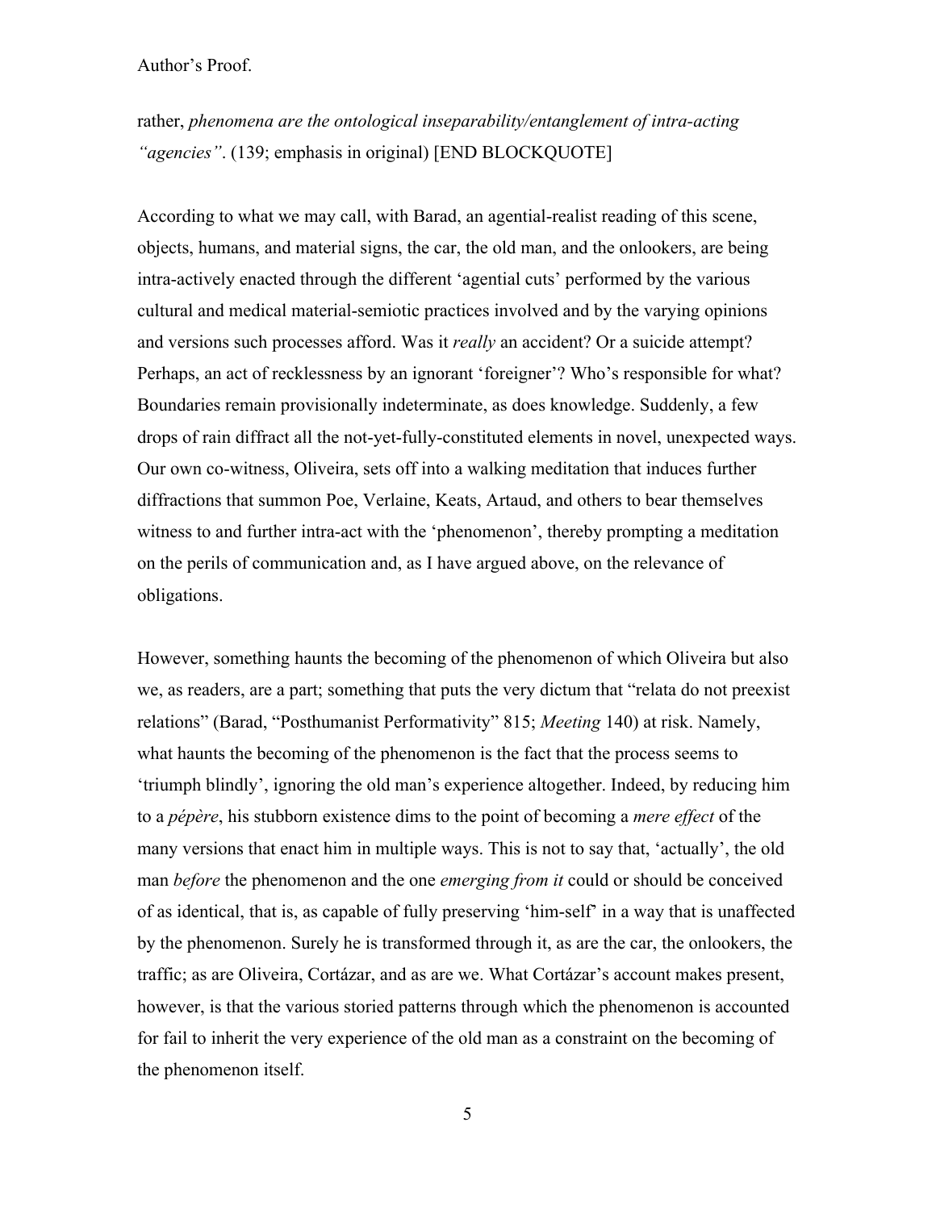rather, *phenomena are the ontological inseparability/entanglement of intra-acting “agencies”*. (139; emphasis in original) [END BLOCKQUOTE]

According to what we may call, with Barad, an agential-realist reading of this scene, objects, humans, and material signs, the car, the old man, and the onlookers, are being intra-actively enacted through the different ‘agential cuts’ performed by the various cultural and medical material-semiotic practices involved and by the varying opinions and versions such processes afford. Was it *really* an accident? Or a suicide attempt? Perhaps, an act of recklessness by an ignorant ‘foreigner’? Who’s responsible for what? Boundaries remain provisionally indeterminate, as does knowledge. Suddenly, a few drops of rain diffract all the not-yet-fully-constituted elements in novel, unexpected ways. Our own co-witness, Oliveira, sets off into a walking meditation that induces further diffractions that summon Poe, Verlaine, Keats, Artaud, and others to bear themselves witness to and further intra-act with the ‘phenomenon’, thereby prompting a meditation on the perils of communication and, as I have argued above, on the relevance of obligations.

However, something haunts the becoming of the phenomenon of which Oliveira but also we, as readers, are a part; something that puts the very dictum that “relata do not preexist relations” (Barad, “Posthumanist Performativity” 815; *Meeting* 140) at risk. Namely, what haunts the becoming of the phenomenon is the fact that the process seems to ‘triumph blindly’, ignoring the old man’s experience altogether. Indeed, by reducing him to a *pépère*, his stubborn existence dims to the point of becoming a *mere effect* of the many versions that enact him in multiple ways. This is not to say that, ‘actually’, the old man *before* the phenomenon and the one *emerging from it* could or should be conceived of as identical, that is, as capable of fully preserving ‘him-self’ in a way that is unaffected by the phenomenon. Surely he is transformed through it, as are the car, the onlookers, the traffic; as are Oliveira, Cortázar, and as are we. What Cortázar’s account makes present, however, is that the various storied patterns through which the phenomenon is accounted for fail to inherit the very experience of the old man as a constraint on the becoming of the phenomenon itself.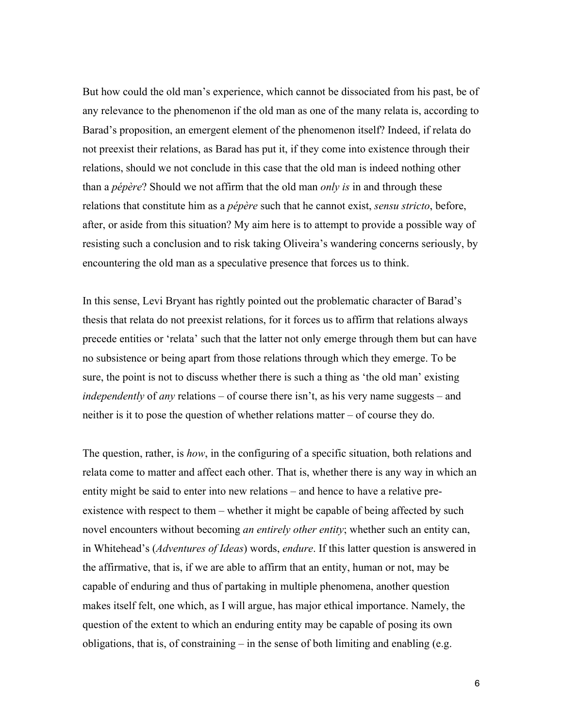But how could the old man's experience, which cannot be dissociated from his past, be of any relevance to the phenomenon if the old man as one of the many relata is, according to Barad's proposition, an emergent element of the phenomenon itself? Indeed, if relata do not preexist their relations, as Barad has put it, if they come into existence through their relations, should we not conclude in this case that the old man is indeed nothing other than a *pépère*? Should we not affirm that the old man *only is* in and through these relations that constitute him as a *pépère* such that he cannot exist, *sensu stricto*, before, after, or aside from this situation? My aim here is to attempt to provide a possible way of resisting such a conclusion and to risk taking Oliveira's wandering concerns seriously, by encountering the old man as a speculative presence that forces us to think.

In this sense, Levi Bryant has rightly pointed out the problematic character of Barad's thesis that relata do not preexist relations, for it forces us to affirm that relations always precede entities or 'relata' such that the latter not only emerge through them but can have no subsistence or being apart from those relations through which they emerge. To be sure, the point is not to discuss whether there is such a thing as 'the old man' existing *independently* of *any* relations – of course there isn't, as his very name suggests – and neither is it to pose the question of whether relations matter – of course they do.

The question, rather, is *how*, in the configuring of a specific situation, both relations and relata come to matter and affect each other. That is, whether there is any way in which an entity might be said to enter into new relations – and hence to have a relative pre-existence with respect to them – whether it might be capable of being affected by such novel encounters without becoming *an entirely other entity*; whether such an entity can, in Whitehead's (*Adventures of Ideas*) words, *endure*. If this latter question is answered in the affirmative, that is, if we are able to affirm that an entity, human or not, may be capable of enduring and thus of partaking in multiple phenomena, another question makes itself felt, one which, as I will argue, has major ethical importance. Namely, the question of the extent to which an enduring entity may be capable of posing its own obligations, that is, of constraining – in the sense of both limiting and enabling (e.g.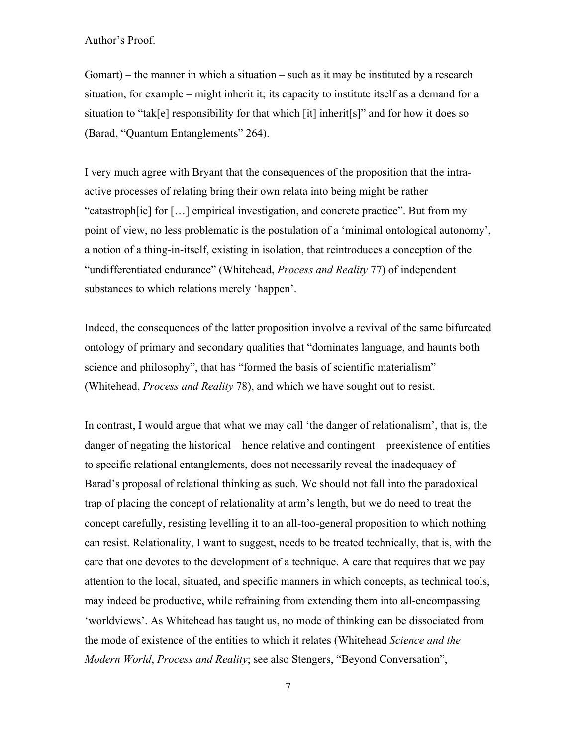Gomart) – the manner in which a situation – such as it may be instituted by a research situation, for example – might inherit it; its capacity to institute itself as a demand for a situation to "tak[e] responsibility for that which [it] inherit[s]" and for how it does so (Barad, "Quantum Entanglements" 264).

I very much agree with Bryant that the consequences of the proposition that the intra-active processes of relating bring their own relata into being might be rather "catastroph[ic] for […] empirical investigation, and concrete practice". But from my point of view, no less problematic is the postulation of a 'minimal ontological autonomy', a notion of a thing-in-itself, existing in isolation, that reintroduces a conception of the "undifferentiated endurance" (Whitehead, *Process and Reality* 77) of independent substances to which relations merely 'happen'.

Indeed, the consequences of the latter proposition involve a revival of the same bifurcated ontology of primary and secondary qualities that "dominates language, and haunts both science and philosophy", that has "formed the basis of scientific materialism" (Whitehead, *Process and Reality* 78), and which we have sought out to resist.

In contrast, I would argue that what we may call 'the danger of relationalism', that is, the danger of negating the historical – hence relative and contingent – preexistence of entities to specific relational entanglements, does not necessarily reveal the inadequacy of Barad's proposal of relational thinking as such. We should not fall into the paradoxical trap of placing the concept of relationality at arm's length, but we do need to treat the concept carefully, resisting levelling it to an all-too-general proposition to which nothing can resist. Relationality, I want to suggest, needs to be treated technically, that is, with the care that one devotes to the development of a technique. A care that requires that we pay attention to the local, situated, and specific manners in which concepts, as technical tools, may indeed be productive, while refraining from extending them into all-encompassing 'worldviews'. As Whitehead has taught us, no mode of thinking can be dissociated from the mode of existence of the entities to which it relates (Whitehead *Science and the Modern World*, *Process and Reality*; see also Stengers, "Beyond Conversation",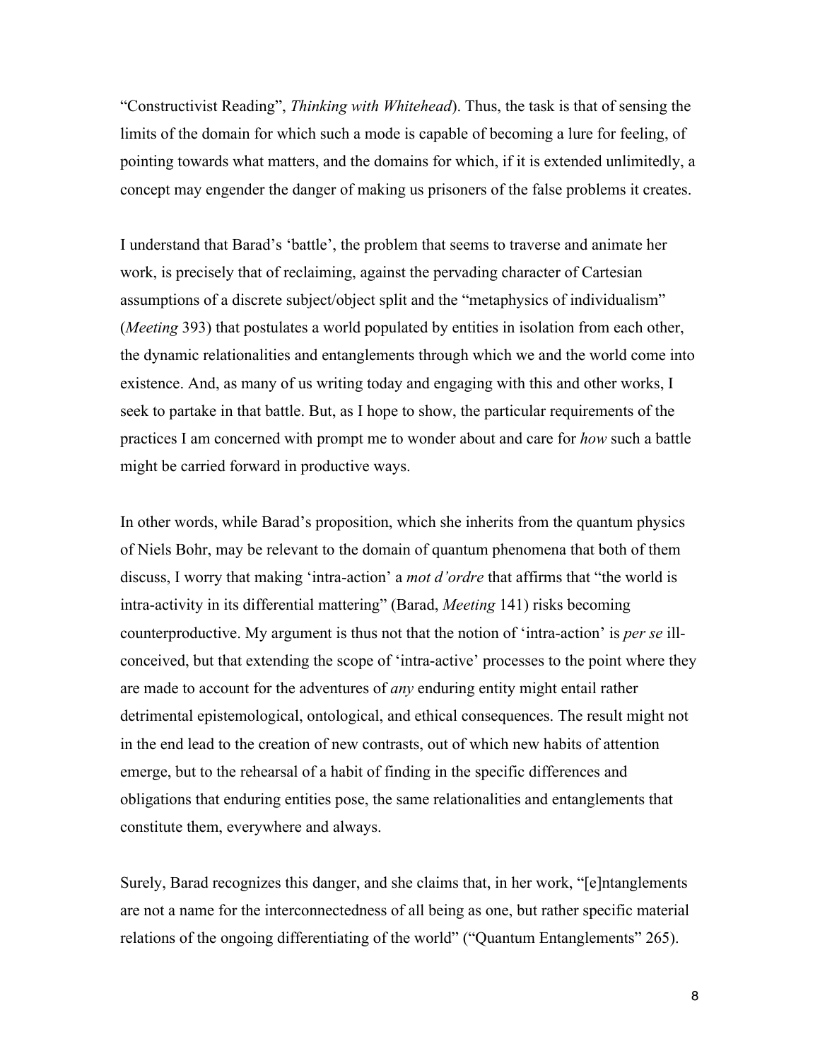"Constructivist Reading", *Thinking with Whitehead*). Thus, the task is that of sensing the limits of the domain for which such a mode is capable of becoming a lure for feeling, of pointing towards what matters, and the domains for which, if it is extended unlimitedly, a concept may engender the danger of making us prisoners of the false problems it creates.

I understand that Barad's 'battle', the problem that seems to traverse and animate her work, is precisely that of reclaiming, against the pervading character of Cartesian assumptions of a discrete subject/object split and the "metaphysics of individualism" (*Meeting* 393) that postulates a world populated by entities in isolation from each other, the dynamic relationalities and entanglements through which we and the world come into existence. And, as many of us writing today and engaging with this and other works, I seek to partake in that battle. But, as I hope to show, the particular requirements of the practices I am concerned with prompt me to wonder about and care for *how* such a battle might be carried forward in productive ways.

In other words, while Barad's proposition, which she inherits from the quantum physics of Niels Bohr, may be relevant to the domain of quantum phenomena that both of them discuss, I worry that making 'intra-action' a *mot d'ordre* that affirms that "the world is intra-activity in its differential mattering" (Barad, *Meeting* 141) risks becoming counterproductive. My argument is thus not that the notion of 'intra-action' is *per se* ill-conceived, but that extending the scope of 'intra-active' processes to the point where they are made to account for the adventures of *any* enduring entity might entail rather detrimental epistemological, ontological, and ethical consequences. The result might not in the end lead to the creation of new contrasts, out of which new habits of attention emerge, but to the rehearsal of a habit of finding in the specific differences and obligations that enduring entities pose, the same relationalities and entanglements that constitute them, everywhere and always.

Surely, Barad recognizes this danger, and she claims that, in her work, "[e]ntanglements are not a name for the interconnectedness of all being as one, but rather specific material relations of the ongoing differentiating of the world" ("Quantum Entanglements" 265).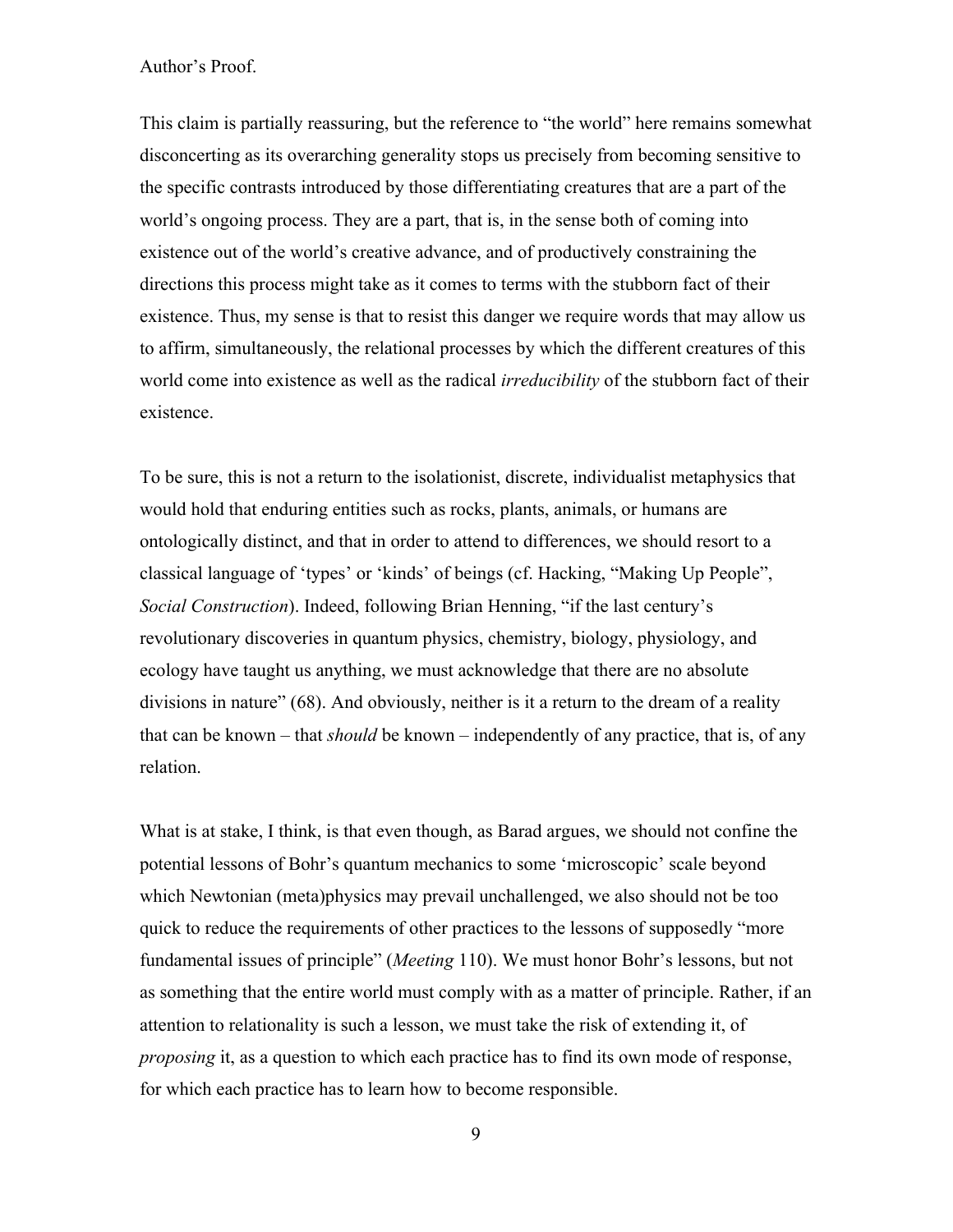This claim is partially reassuring, but the reference to "the world" here remains somewhat disconcerting as its overarching generality stops us precisely from becoming sensitive to the specific contrasts introduced by those differentiating creatures that are a part of the world's ongoing process. They are a part, that is, in the sense both of coming into existence out of the world's creative advance, and of productively constraining the directions this process might take as it comes to terms with the stubborn fact of their existence. Thus, my sense is that to resist this danger we require words that may allow us to affirm, simultaneously, the relational processes by which the different creatures of this world come into existence as well as the radical *irreducibility* of the stubborn fact of their existence.

To be sure, this is not a return to the isolationist, discrete, individualist metaphysics that would hold that enduring entities such as rocks, plants, animals, or humans are ontologically distinct, and that in order to attend to differences, we should resort to a classical language of 'types' or 'kinds' of beings (cf. Hacking, "Making Up People", *Social Construction*). Indeed, following Brian Henning, "if the last century's revolutionary discoveries in quantum physics, chemistry, biology, physiology, and ecology have taught us anything, we must acknowledge that there are no absolute divisions in nature" (68). And obviously, neither is it a return to the dream of a reality that can be known – that *should* be known – independently of any practice, that is, of any relation.

What is at stake, I think, is that even though, as Barad argues, we should not confine the potential lessons of Bohr's quantum mechanics to some 'microscopic' scale beyond which Newtonian (meta)physics may prevail unchallenged, we also should not be too quick to reduce the requirements of other practices to the lessons of supposedly "more fundamental issues of principle" (*Meeting* 110). We must honor Bohr's lessons, but not as something that the entire world must comply with as a matter of principle. Rather, if an attention to relationality is such a lesson, we must take the risk of extending it, of *proposing* it, as a question to which each practice has to find its own mode of response, for which each practice has to learn how to become responsible.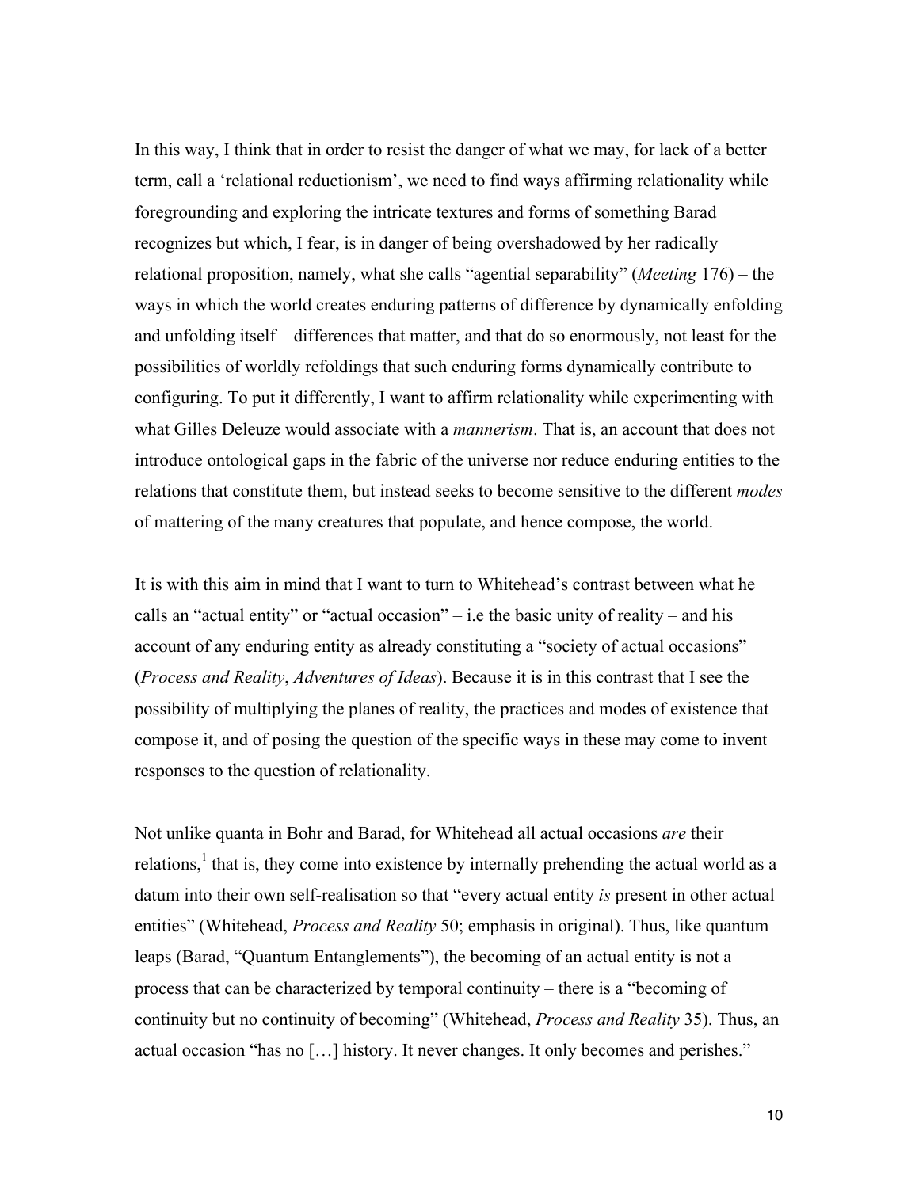In this way, I think that in order to resist the danger of what we may, for lack of a better term, call a 'relational reductionism', we need to find ways affirming relationality while foregrounding and exploring the intricate textures and forms of something Barad recognizes but which, I fear, is in danger of being overshadowed by her radically relational proposition, namely, what she calls "agential separability" (*Meeting* 176) – the ways in which the world creates enduring patterns of difference by dynamically enfolding and unfolding itself – differences that matter, and that do so enormously, not least for the possibilities of worldly refoldings that such enduring forms dynamically contribute to configuring. To put it differently, I want to affirm relationality while experimenting with what Gilles Deleuze would associate with a *mannerism*. That is, an account that does not introduce ontological gaps in the fabric of the universe nor reduce enduring entities to the relations that constitute them, but instead seeks to become sensitive to the different *modes* of mattering of the many creatures that populate, and hence compose, the world.

It is with this aim in mind that I want to turn to Whitehead's contrast between what he calls an "actual entity" or "actual occasion" – i.e the basic unity of reality – and his account of any enduring entity as already constituting a "society of actual occasions" (*Process and Reality*, *Adventures of Ideas*). Because it is in this contrast that I see the possibility of multiplying the planes of reality, the practices and modes of existence that compose it, and of posing the question of the specific ways in these may come to invent responses to the question of relationality.

Not unlike quanta in Bohr and Barad, for Whitehead all actual occasions *are* their relations,[1] that is, they come into existence by internally prehending the actual world as a datum into their own self-realisation so that "every actual entity *is* present in other actual entities" (Whitehead, *Process and Reality* 50; emphasis in original). Thus, like quantum leaps (Barad, "Quantum Entanglements"), the becoming of an actual entity is not a process that can be characterized by temporal continuity – there is a "becoming of continuity but no continuity of becoming" (Whitehead, *Process and Reality* 35). Thus, an actual occasion "has no […] history. It never changes. It only becomes and perishes."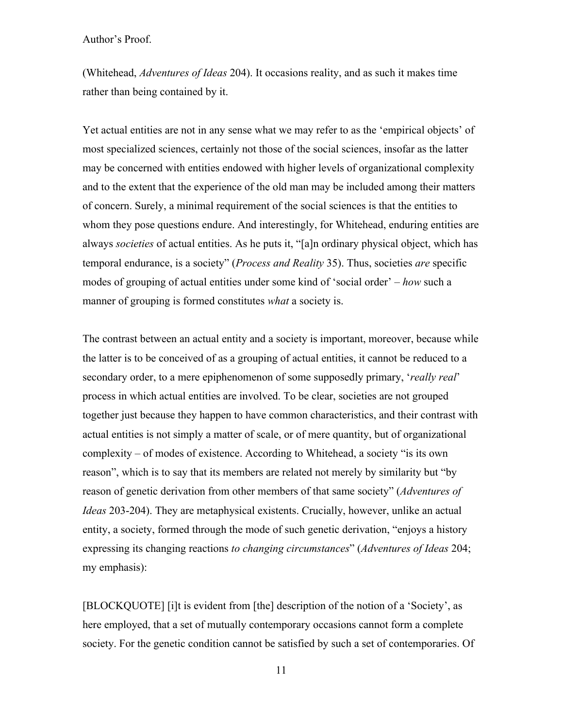(Whitehead, *Adventures of Ideas* 204). It occasions reality, and as such it makes time rather than being contained by it.

Yet actual entities are not in any sense what we may refer to as the 'empirical objects' of most specialized sciences, certainly not those of the social sciences, insofar as the latter may be concerned with entities endowed with higher levels of organizational complexity and to the extent that the experience of the old man may be included among their matters of concern. Surely, a minimal requirement of the social sciences is that the entities to whom they pose questions endure. And interestingly, for Whitehead, enduring entities are always *societies* of actual entities. As he puts it, "[a]n ordinary physical object, which has temporal endurance, is a society" (*Process and Reality* 35). Thus, societies *are* specific modes of grouping of actual entities under some kind of 'social order' – *how* such a manner of grouping is formed constitutes *what* a society is.

The contrast between an actual entity and a society is important, moreover, because while the latter is to be conceived of as a grouping of actual entities, it cannot be reduced to a secondary order, to a mere epiphenomenon of some supposedly primary, '*really real*' process in which actual entities are involved. To be clear, societies are not grouped together just because they happen to have common characteristics, and their contrast with actual entities is not simply a matter of scale, or of mere quantity, but of organizational complexity – of modes of existence. According to Whitehead, a society "is its own reason", which is to say that its members are related not merely by similarity but "by reason of genetic derivation from other members of that same society" (*Adventures of Ideas* 203-204). They are metaphysical existents. Crucially, however, unlike an actual entity, a society, formed through the mode of such genetic derivation, "enjoys a history expressing its changing reactions *to changing circumstances*" (*Adventures of Ideas* 204; my emphasis):

[BLOCKQUOTE] [i]t is evident from [the] description of the notion of a 'Society', as here employed, that a set of mutually contemporary occasions cannot form a complete society. For the genetic condition cannot be satisfied by such a set of contemporaries. Of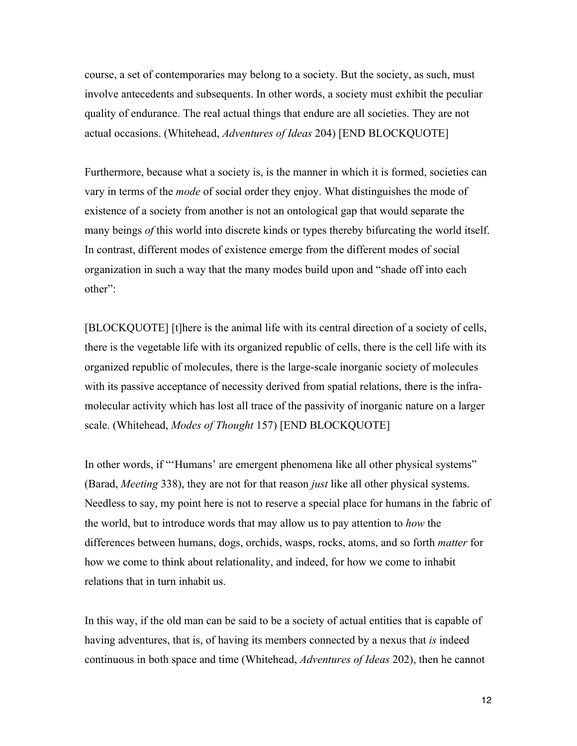course, a set of contemporaries may belong to a society. But the society, as such, must involve antecedents and subsequents. In other words, a society must exhibit the peculiar quality of endurance. The real actual things that endure are all societies. They are not actual occasions. (Whitehead, *Adventures of Ideas* 204) [END BLOCKQUOTE]

Furthermore, because what a society is, is the manner in which it is formed, societies can vary in terms of the *mode* of social order they enjoy. What distinguishes the mode of existence of a society from another is not an ontological gap that would separate the many beings *of* this world into discrete kinds or types thereby bifurcating the world itself. In contrast, different modes of existence emerge from the different modes of social organization in such a way that the many modes build upon and "shade off into each other":

[BLOCKQUOTE] [t]here is the animal life with its central direction of a society of cells, there is the vegetable life with its organized republic of cells, there is the cell life with its organized republic of molecules, there is the large-scale inorganic society of molecules with its passive acceptance of necessity derived from spatial relations, there is the infra-molecular activity which has lost all trace of the passivity of inorganic nature on a larger scale. (Whitehead, *Modes of Thought* 157) [END BLOCKQUOTE]

In other words, if "'Humans' are emergent phenomena like all other physical systems" (Barad, *Meeting* 338), they are not for that reason *just* like all other physical systems. Needless to say, my point here is not to reserve a special place for humans in the fabric of the world, but to introduce words that may allow us to pay attention to *how* the differences between humans, dogs, orchids, wasps, rocks, atoms, and so forth *matter* for how we come to think about relationality, and indeed, for how we come to inhabit relations that in turn inhabit us.

In this way, if the old man can be said to be a society of actual entities that is capable of having adventures, that is, of having its members connected by a nexus that *is* indeed continuous in both space and time (Whitehead, *Adventures of Ideas* 202), then he cannot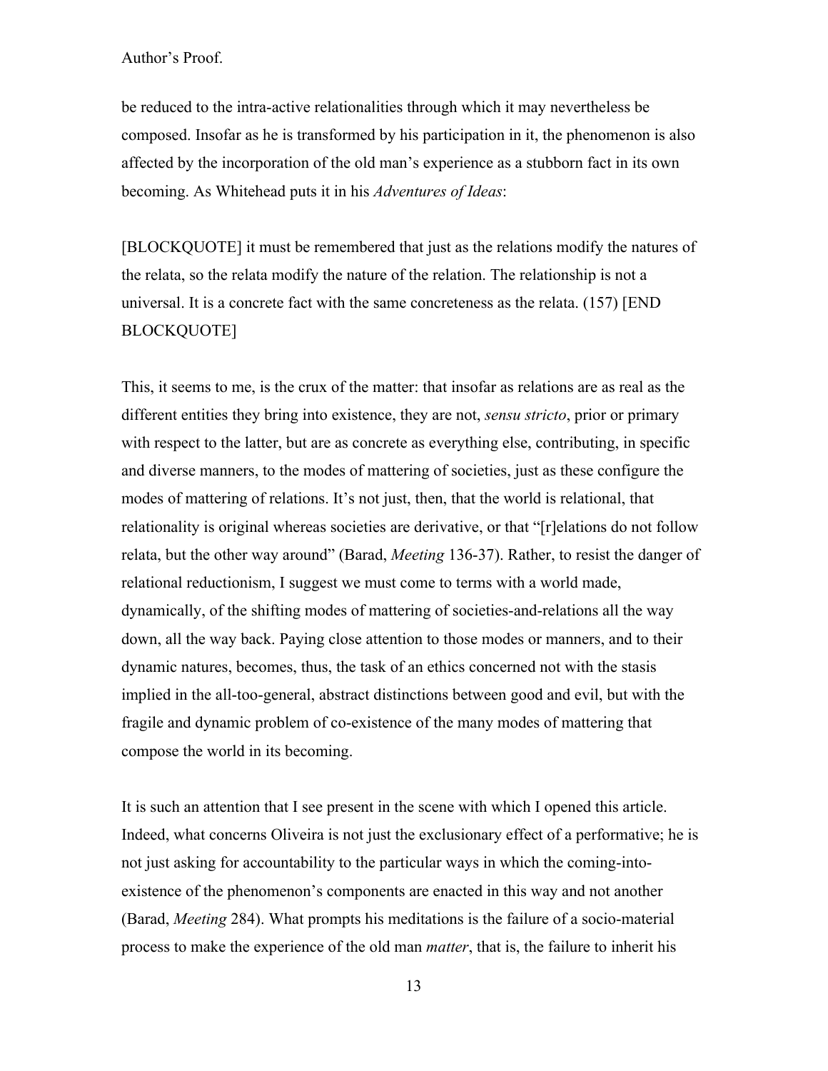be reduced to the intra-active relationalities through which it may nevertheless be composed. Insofar as he is transformed by his participation in it, the phenomenon is also affected by the incorporation of the old man's experience as a stubborn fact in its own becoming. As Whitehead puts it in his *Adventures of Ideas*:

[BLOCKQUOTE] it must be remembered that just as the relations modify the natures of the relata, so the relata modify the nature of the relation. The relationship is not a universal. It is a concrete fact with the same concreteness as the relata. (157) [END BLOCKQUOTE]

This, it seems to me, is the crux of the matter: that insofar as relations are as real as the different entities they bring into existence, they are not, *sensu stricto*, prior or primary with respect to the latter, but are as concrete as everything else, contributing, in specific and diverse manners, to the modes of mattering of societies, just as these configure the modes of mattering of relations. It's not just, then, that the world is relational, that relationality is original whereas societies are derivative, or that "[r]elations do not follow relata, but the other way around" (Barad, *Meeting* 136-37). Rather, to resist the danger of relational reductionism, I suggest we must come to terms with a world made, dynamically, of the shifting modes of mattering of societies-and-relations all the way down, all the way back. Paying close attention to those modes or manners, and to their dynamic natures, becomes, thus, the task of an ethics concerned not with the stasis implied in the all-too-general, abstract distinctions between good and evil, but with the fragile and dynamic problem of co-existence of the many modes of mattering that compose the world in its becoming.

It is such an attention that I see present in the scene with which I opened this article. Indeed, what concerns Oliveira is not just the exclusionary effect of a performative; he is not just asking for accountability to the particular ways in which the coming-into-existence of the phenomenon's components are enacted in this way and not another (Barad, *Meeting* 284). What prompts his meditations is the failure of a socio-material process to make the experience of the old man *matter*, that is, the failure to inherit his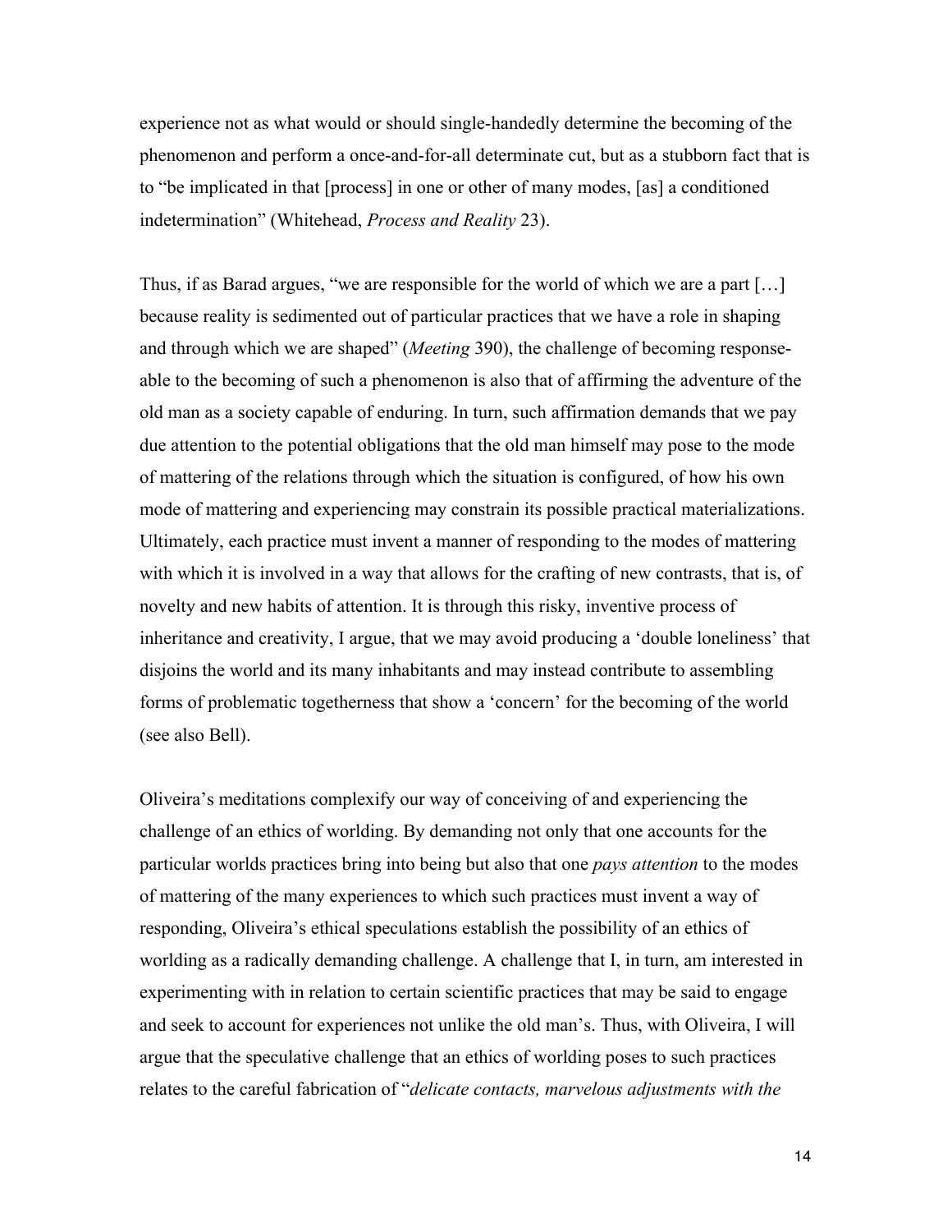experience not as what would or should single-handedly determine the becoming of the phenomenon and perform a once-and-for-all determinate cut, but as a stubborn fact that is to "be implicated in that [process] in one or other of many modes, [as] a conditioned indetermination" (Whitehead, *Process and Reality* 23).

Thus, if as Barad argues, "we are responsible for the world of which we are a part […] because reality is sedimented out of particular practices that we have a role in shaping and through which we are shaped" (*Meeting* 390), the challenge of becoming response-able to the becoming of such a phenomenon is also that of affirming the adventure of the old man as a society capable of enduring. In turn, such affirmation demands that we pay due attention to the potential obligations that the old man himself may pose to the mode of mattering of the relations through which the situation is configured, of how his own mode of mattering and experiencing may constrain its possible practical materializations. Ultimately, each practice must invent a manner of responding to the modes of mattering with which it is involved in a way that allows for the crafting of new contrasts, that is, of novelty and new habits of attention. It is through this risky, inventive process of inheritance and creativity, I argue, that we may avoid producing a 'double loneliness' that disjoins the world and its many inhabitants and may instead contribute to assembling forms of problematic togetherness that show a 'concern' for the becoming of the world (see also Bell).

Oliveira's meditations complexify our way of conceiving of and experiencing the challenge of an ethics of worlding. By demanding not only that one accounts for the particular worlds practices bring into being but also that one *pays attention* to the modes of mattering of the many experiences to which such practices must invent a way of responding, Oliveira's ethical speculations establish the possibility of an ethics of worlding as a radically demanding challenge. A challenge that I, in turn, am interested in experimenting with in relation to certain scientific practices that may be said to engage and seek to account for experiences not unlike the old man's. Thus, with Oliveira, I will argue that the speculative challenge that an ethics of worlding poses to such practices relates to the careful fabrication of "*delicate contacts, marvelous adjustments with the*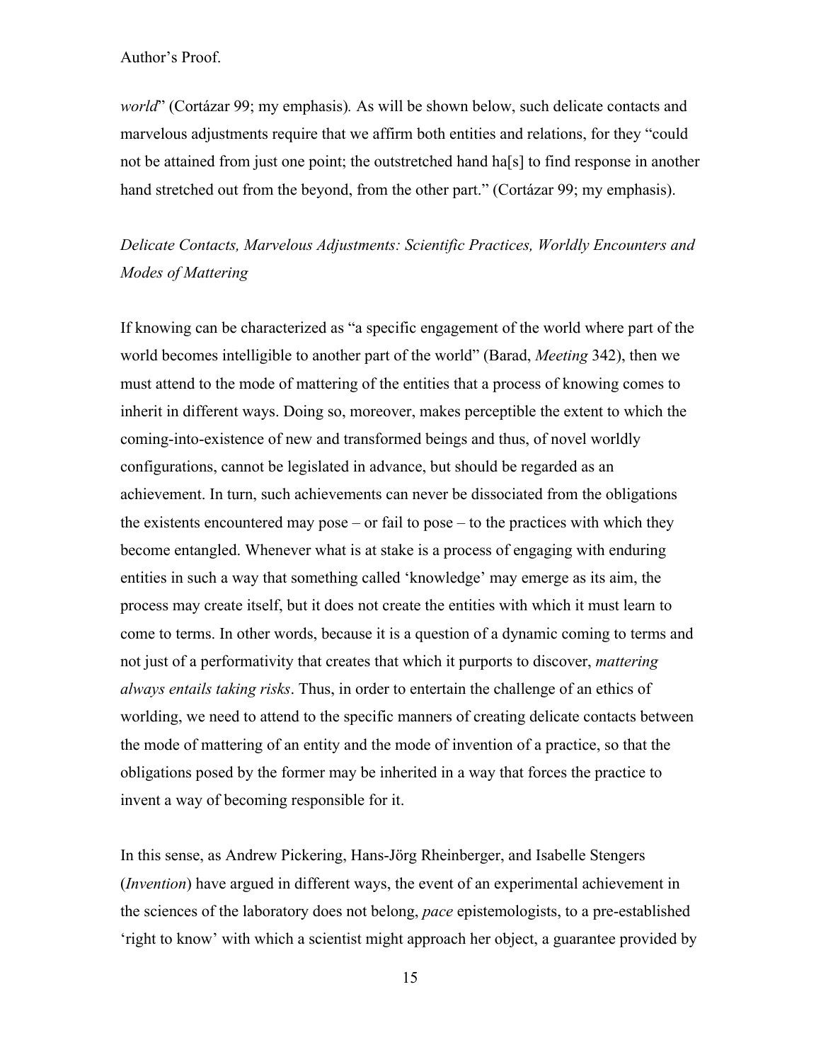*world*" (Cortázar 99; my emphasis)*.* As will be shown below, such delicate contacts and marvelous adjustments require that we affirm both entities and relations, for they "could not be attained from just one point; the outstretched hand ha[s] to find response in another hand stretched out from the beyond, from the other part." (Cortázar 99; my emphasis).

### *Delicate Contacts, Marvelous Adjustments: Scientific Practices, Worldly Encounters and Modes of Mattering*

If knowing can be characterized as "a specific engagement of the world where part of the world becomes intelligible to another part of the world" (Barad, *Meeting* 342), then we must attend to the mode of mattering of the entities that a process of knowing comes to inherit in different ways. Doing so, moreover, makes perceptible the extent to which the coming-into-existence of new and transformed beings and thus, of novel worldly configurations, cannot be legislated in advance, but should be regarded as an achievement. In turn, such achievements can never be dissociated from the obligations the existents encountered may pose – or fail to pose – to the practices with which they become entangled. Whenever what is at stake is a process of engaging with enduring entities in such a way that something called 'knowledge' may emerge as its aim, the process may create itself, but it does not create the entities with which it must learn to come to terms. In other words, because it is a question of a dynamic coming to terms and not just of a performativity that creates that which it purports to discover, *mattering always entails taking risks*. Thus, in order to entertain the challenge of an ethics of worlding, we need to attend to the specific manners of creating delicate contacts between the mode of mattering of an entity and the mode of invention of a practice, so that the obligations posed by the former may be inherited in a way that forces the practice to invent a way of becoming responsible for it.

In this sense, as Andrew Pickering, Hans-Jörg Rheinberger, and Isabelle Stengers (*Invention*) have argued in different ways, the event of an experimental achievement in the sciences of the laboratory does not belong, *pace* epistemologists, to a pre-established 'right to know' with which a scientist might approach her object, a guarantee provided by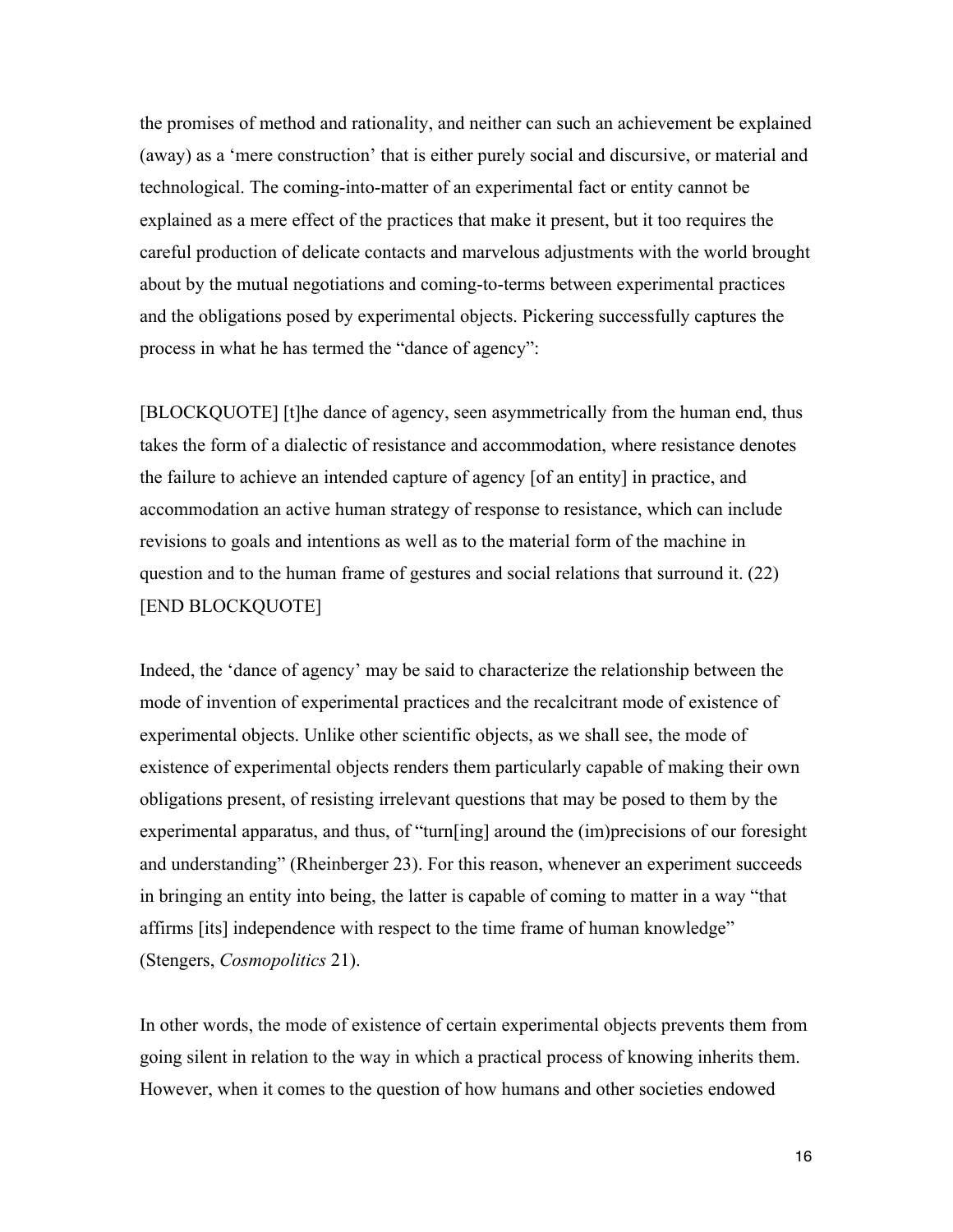the promises of method and rationality, and neither can such an achievement be explained (away) as a 'mere construction' that is either purely social and discursive, or material and technological. The coming-into-matter of an experimental fact or entity cannot be explained as a mere effect of the practices that make it present, but it too requires the careful production of delicate contacts and marvelous adjustments with the world brought about by the mutual negotiations and coming-to-terms between experimental practices and the obligations posed by experimental objects. Pickering successfully captures the process in what he has termed the "dance of agency":

[BLOCKQUOTE] [t]he dance of agency, seen asymmetrically from the human end, thus takes the form of a dialectic of resistance and accommodation, where resistance denotes the failure to achieve an intended capture of agency [of an entity] in practice, and accommodation an active human strategy of response to resistance, which can include revisions to goals and intentions as well as to the material form of the machine in question and to the human frame of gestures and social relations that surround it. (22) [END BLOCKQUOTE]

Indeed, the 'dance of agency' may be said to characterize the relationship between the mode of invention of experimental practices and the recalcitrant mode of existence of experimental objects. Unlike other scientific objects, as we shall see, the mode of existence of experimental objects renders them particularly capable of making their own obligations present, of resisting irrelevant questions that may be posed to them by the experimental apparatus, and thus, of "turn[ing] around the (im)precisions of our foresight and understanding" (Rheinberger 23). For this reason, whenever an experiment succeeds in bringing an entity into being, the latter is capable of coming to matter in a way "that affirms [its] independence with respect to the time frame of human knowledge" (Stengers, *Cosmopolitics* 21).

In other words, the mode of existence of certain experimental objects prevents them from going silent in relation to the way in which a practical process of knowing inherits them. However, when it comes to the question of how humans and other societies endowed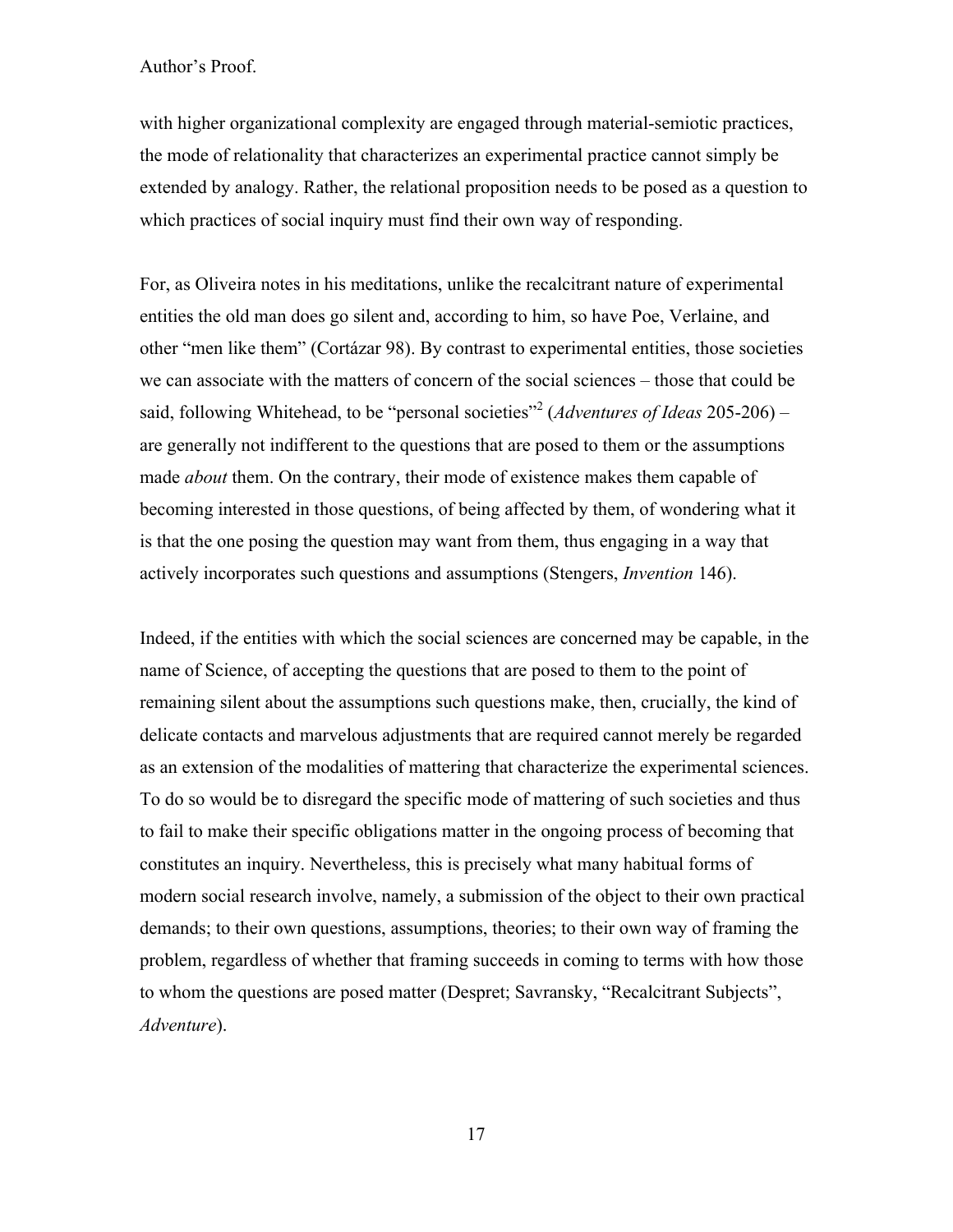with higher organizational complexity are engaged through material-semiotic practices, the mode of relationality that characterizes an experimental practice cannot simply be extended by analogy. Rather, the relational proposition needs to be posed as a question to which practices of social inquiry must find their own way of responding.

For, as Oliveira notes in his meditations, unlike the recalcitrant nature of experimental entities the old man does go silent and, according to him, so have Poe, Verlaine, and other "men like them" (Cortázar 98). By contrast to experimental entities, those societies we can associate with the matters of concern of the social sciences – those that could be said, following Whitehead, to be "personal societies"[2] (*Adventures of Ideas* 205-206) – are generally not indifferent to the questions that are posed to them or the assumptions made *about* them. On the contrary, their mode of existence makes them capable of becoming interested in those questions, of being affected by them, of wondering what it is that the one posing the question may want from them, thus engaging in a way that actively incorporates such questions and assumptions (Stengers, *Invention* 146).

Indeed, if the entities with which the social sciences are concerned may be capable, in the name of Science, of accepting the questions that are posed to them to the point of remaining silent about the assumptions such questions make, then, crucially, the kind of delicate contacts and marvelous adjustments that are required cannot merely be regarded as an extension of the modalities of mattering that characterize the experimental sciences. To do so would be to disregard the specific mode of mattering of such societies and thus to fail to make their specific obligations matter in the ongoing process of becoming that constitutes an inquiry. Nevertheless, this is precisely what many habitual forms of modern social research involve, namely, a submission of the object to their own practical demands; to their own questions, assumptions, theories; to their own way of framing the problem, regardless of whether that framing succeeds in coming to terms with how those to whom the questions are posed matter (Despret; Savransky, "Recalcitrant Subjects", *Adventure*).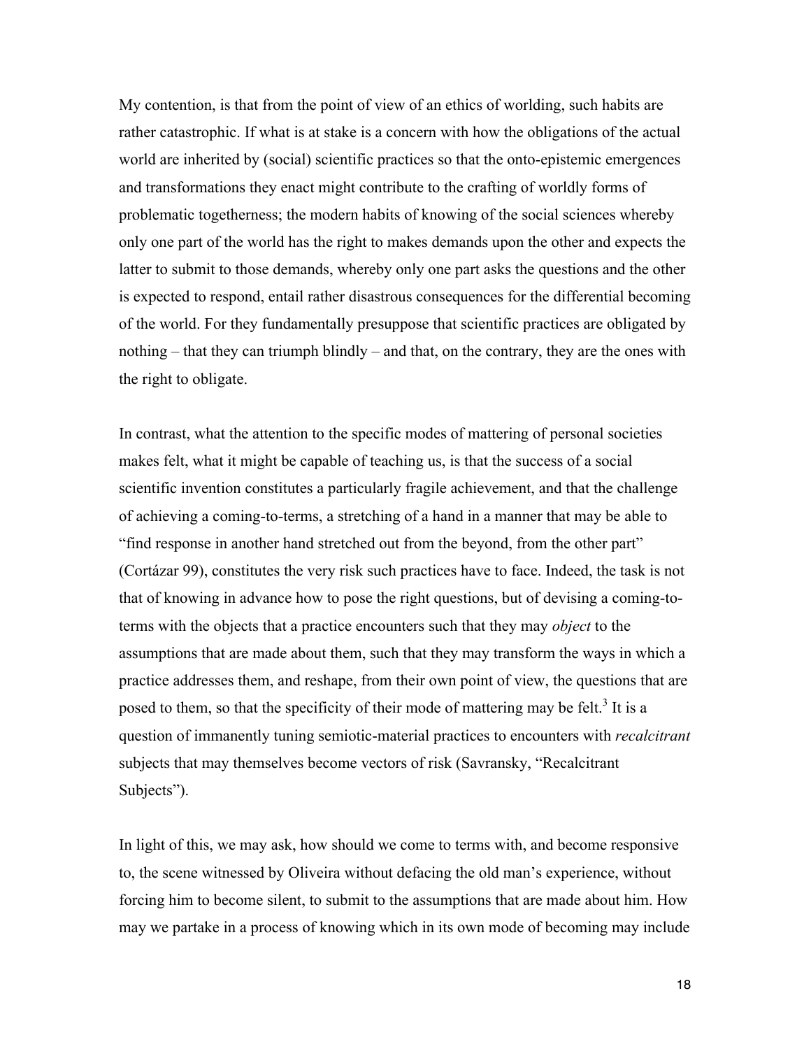My contention, is that from the point of view of an ethics of worlding, such habits are rather catastrophic. If what is at stake is a concern with how the obligations of the actual world are inherited by (social) scientific practices so that the onto-epistemic emergences and transformations they enact might contribute to the crafting of worldly forms of problematic togetherness; the modern habits of knowing of the social sciences whereby only one part of the world has the right to makes demands upon the other and expects the latter to submit to those demands, whereby only one part asks the questions and the other is expected to respond, entail rather disastrous consequences for the differential becoming of the world. For they fundamentally presuppose that scientific practices are obligated by nothing – that they can triumph blindly – and that, on the contrary, they are the ones with the right to obligate.

In contrast, what the attention to the specific modes of mattering of personal societies makes felt, what it might be capable of teaching us, is that the success of a social scientific invention constitutes a particularly fragile achievement, and that the challenge of achieving a coming-to-terms, a stretching of a hand in a manner that may be able to "find response in another hand stretched out from the beyond, from the other part" (Cortázar 99), constitutes the very risk such practices have to face. Indeed, the task is not that of knowing in advance how to pose the right questions, but of devising a coming-to-terms with the objects that a practice encounters such that they may *object* to the assumptions that are made about them, such that they may transform the ways in which a practice addresses them, and reshape, from their own point of view, the questions that are posed to them, so that the specificity of their mode of mattering may be felt.[3] It is a question of immanently tuning semiotic-material practices to encounters with *recalcitrant* subjects that may themselves become vectors of risk (Savransky, "Recalcitrant Subjects").

In light of this, we may ask, how should we come to terms with, and become responsive to, the scene witnessed by Oliveira without defacing the old man's experience, without forcing him to become silent, to submit to the assumptions that are made about him. How may we partake in a process of knowing which in its own mode of becoming may include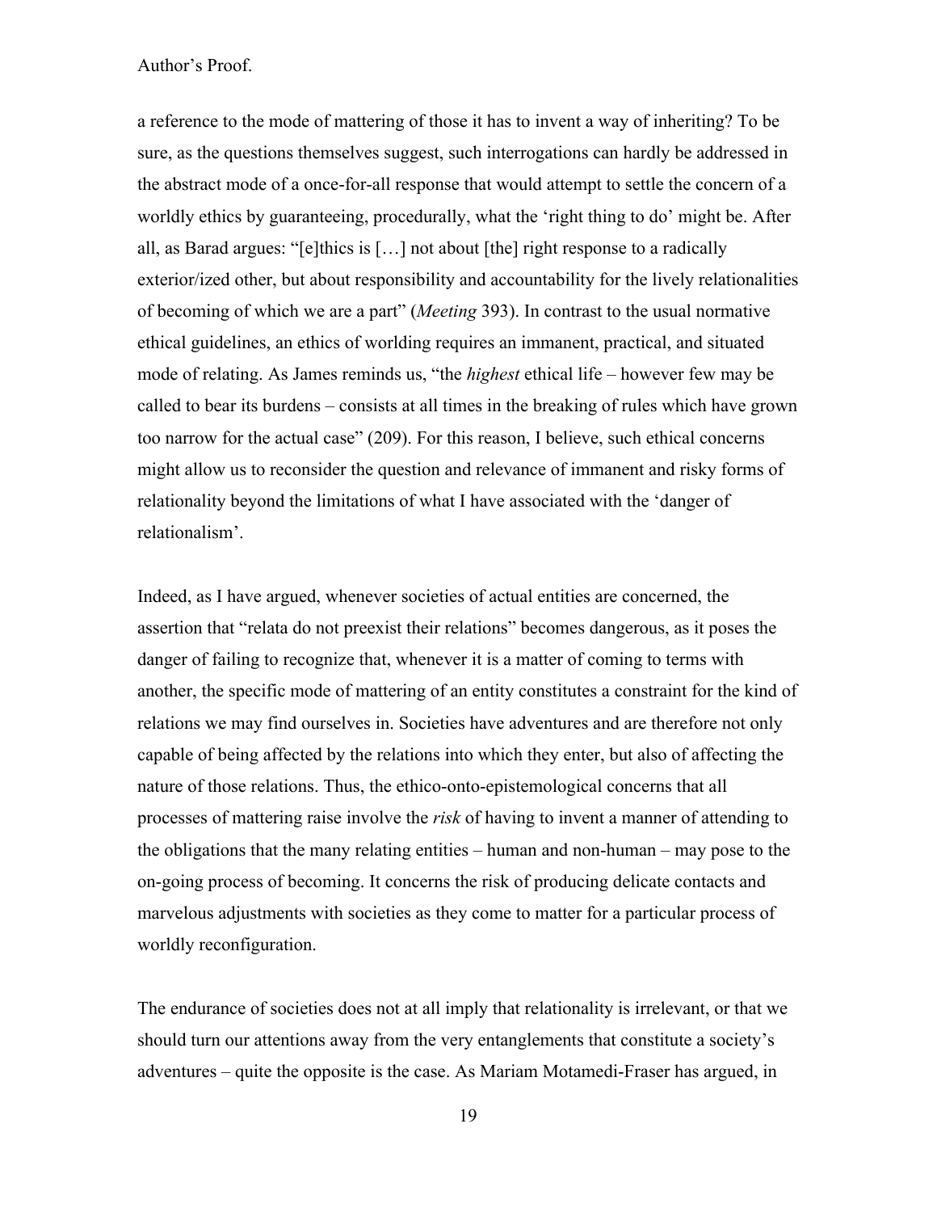a reference to the mode of mattering of those it has to invent a way of inheriting? To be sure, as the questions themselves suggest, such interrogations can hardly be addressed in the abstract mode of a once-for-all response that would attempt to settle the concern of a worldly ethics by guaranteeing, procedurally, what the 'right thing to do' might be. After all, as Barad argues: "[e]thics is […] not about [the] right response to a radically exterior/ized other, but about responsibility and accountability for the lively relationalities of becoming of which we are a part" (*Meeting* 393). In contrast to the usual normative ethical guidelines, an ethics of worlding requires an immanent, practical, and situated mode of relating. As James reminds us, "the *highest* ethical life – however few may be called to bear its burdens – consists at all times in the breaking of rules which have grown too narrow for the actual case" (209). For this reason, I believe, such ethical concerns might allow us to reconsider the question and relevance of immanent and risky forms of relationality beyond the limitations of what I have associated with the 'danger of relationalism'.

Indeed, as I have argued, whenever societies of actual entities are concerned, the assertion that "relata do not preexist their relations" becomes dangerous, as it poses the danger of failing to recognize that, whenever it is a matter of coming to terms with another, the specific mode of mattering of an entity constitutes a constraint for the kind of relations we may find ourselves in. Societies have adventures and are therefore not only capable of being affected by the relations into which they enter, but also of affecting the nature of those relations. Thus, the ethico-onto-epistemological concerns that all processes of mattering raise involve the *risk* of having to invent a manner of attending to the obligations that the many relating entities – human and non-human – may pose to the on-going process of becoming. It concerns the risk of producing delicate contacts and marvelous adjustments with societies as they come to matter for a particular process of worldly reconfiguration.

The endurance of societies does not at all imply that relationality is irrelevant, or that we should turn our attentions away from the very entanglements that constitute a society's adventures – quite the opposite is the case. As Mariam Motamedi-Fraser has argued, in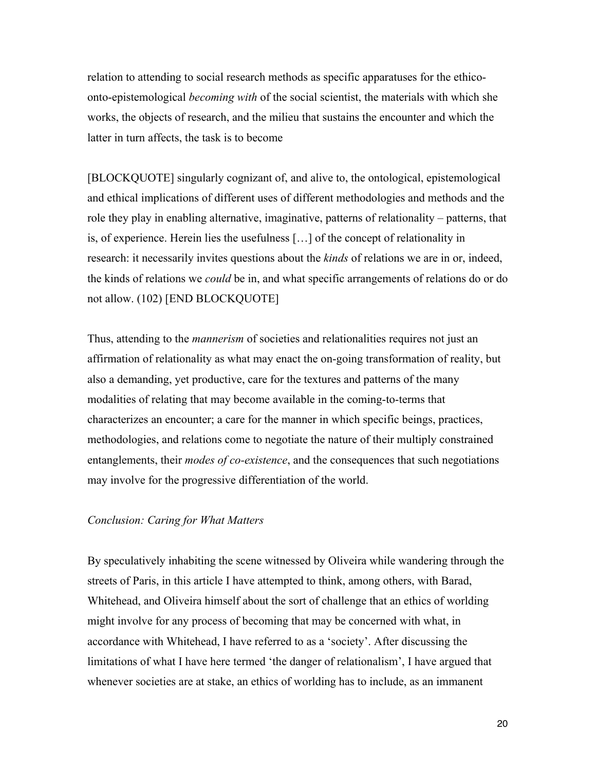relation to attending to social research methods as specific apparatuses for the ethico-onto-epistemological *becoming with* of the social scientist, the materials with which she works, the objects of research, and the milieu that sustains the encounter and which the latter in turn affects, the task is to become

[BLOCKQUOTE] singularly cognizant of, and alive to, the ontological, epistemological and ethical implications of different uses of different methodologies and methods and the role they play in enabling alternative, imaginative, patterns of relationality – patterns, that is, of experience. Herein lies the usefulness […] of the concept of relationality in research: it necessarily invites questions about the *kinds* of relations we are in or, indeed, the kinds of relations we *could* be in, and what specific arrangements of relations do or do not allow. (102) [END BLOCKQUOTE]

Thus, attending to the *mannerism* of societies and relationalities requires not just an affirmation of relationality as what may enact the on-going transformation of reality, but also a demanding, yet productive, care for the textures and patterns of the many modalities of relating that may become available in the coming-to-terms that characterizes an encounter; a care for the manner in which specific beings, practices, methodologies, and relations come to negotiate the nature of their multiply constrained entanglements, their *modes of co-existence*, and the consequences that such negotiations may involve for the progressive differentiation of the world.

*Conclusion: Caring for What Matters*

By speculatively inhabiting the scene witnessed by Oliveira while wandering through the streets of Paris, in this article I have attempted to think, among others, with Barad, Whitehead, and Oliveira himself about the sort of challenge that an ethics of worlding might involve for any process of becoming that may be concerned with what, in accordance with Whitehead, I have referred to as a 'society'. After discussing the limitations of what I have here termed 'the danger of relationalism', I have argued that whenever societies are at stake, an ethics of worlding has to include, as an immanent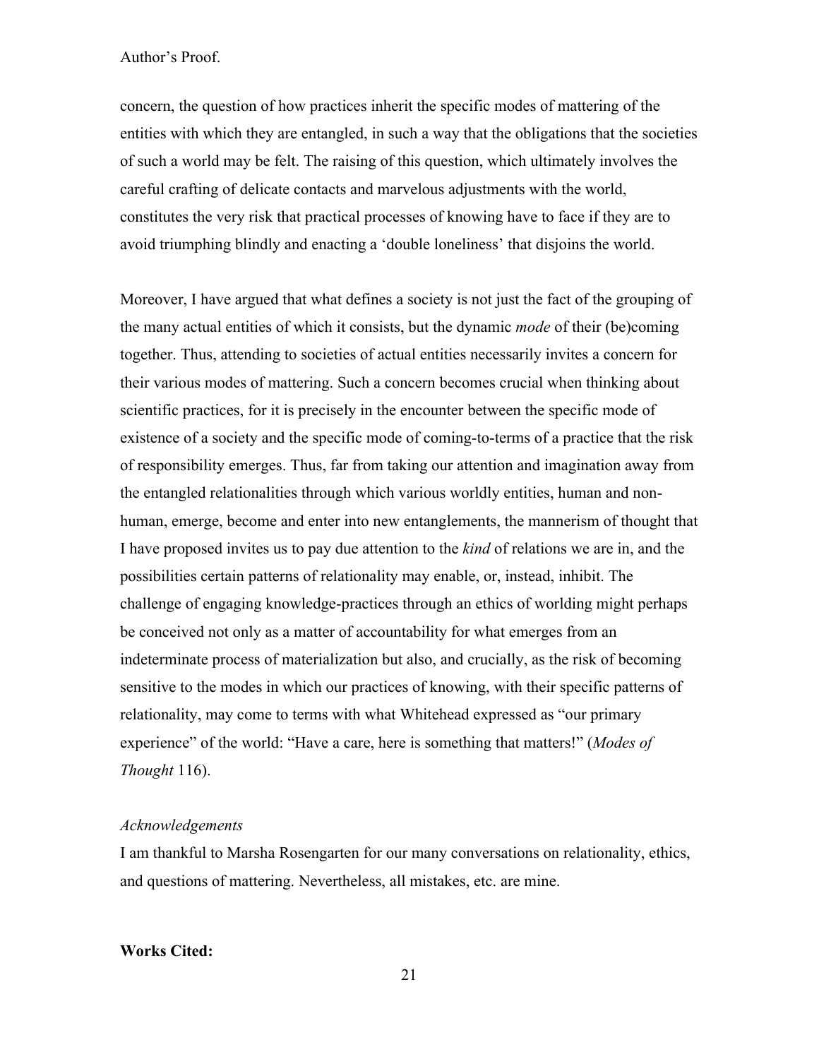concern, the question of how practices inherit the specific modes of mattering of the entities with which they are entangled, in such a way that the obligations that the societies of such a world may be felt. The raising of this question, which ultimately involves the careful crafting of delicate contacts and marvelous adjustments with the world, constitutes the very risk that practical processes of knowing have to face if they are to avoid triumphing blindly and enacting a 'double loneliness' that disjoins the world.

Moreover, I have argued that what defines a society is not just the fact of the grouping of the many actual entities of which it consists, but the dynamic *mode* of their (be)coming together. Thus, attending to societies of actual entities necessarily invites a concern for their various modes of mattering. Such a concern becomes crucial when thinking about scientific practices, for it is precisely in the encounter between the specific mode of existence of a society and the specific mode of coming-to-terms of a practice that the risk of responsibility emerges. Thus, far from taking our attention and imagination away from the entangled relationalities through which various worldly entities, human and non-human, emerge, become and enter into new entanglements, the mannerism of thought that I have proposed invites us to pay due attention to the *kind* of relations we are in, and the possibilities certain patterns of relationality may enable, or, instead, inhibit. The challenge of engaging knowledge-practices through an ethics of worlding might perhaps be conceived not only as a matter of accountability for what emerges from an indeterminate process of materialization but also, and crucially, as the risk of becoming sensitive to the modes in which our practices of knowing, with their specific patterns of relationality, may come to terms with what Whitehead expressed as "our primary experience" of the world: "Have a care, here is something that matters!" (*Modes of Thought* 116).

*Acknowledgements*

I am thankful to Marsha Rosengarten for our many conversations on relationality, ethics, and questions of mattering. Nevertheless, all mistakes, etc. are mine.

**Works Cited:**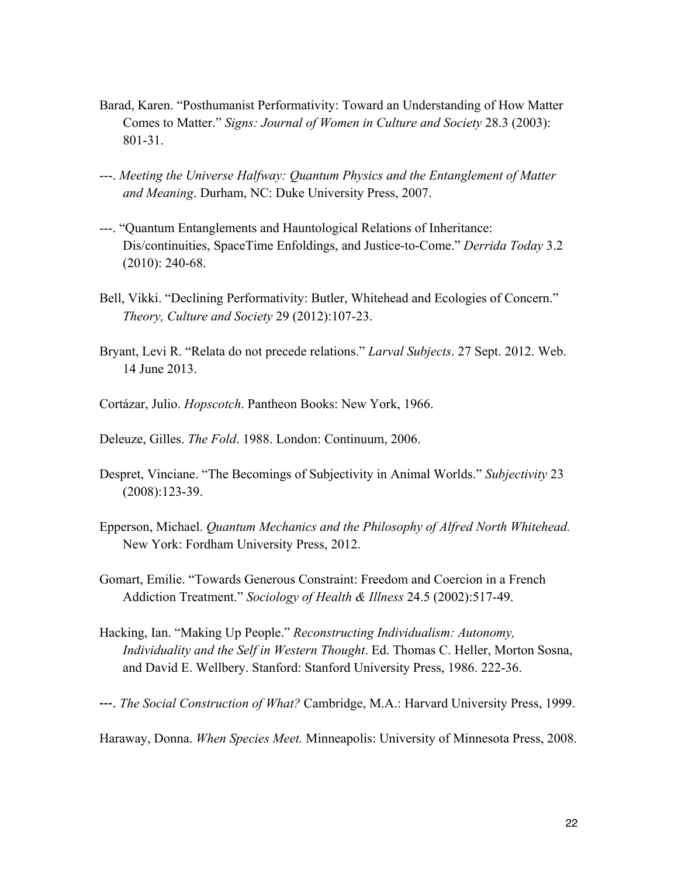Barad, Karen. “Posthumanist Performativity: Toward an Understanding of How Matter Comes to Matter.” *Signs: Journal of Women in Culture and Society* 28.3 (2003): 801-31.

---. *Meeting the Universe Halfway: Quantum Physics and the Entanglement of Matter and Meaning*. Durham, NC: Duke University Press, 2007.

---. “Quantum Entanglements and Hauntological Relations of Inheritance: Dis/continuities, SpaceTime Enfoldings, and Justice-to-Come.” *Derrida Today* 3.2 (2010): 240-68.

Bell, Vikki. “Declining Performativity: Butler, Whitehead and Ecologies of Concern.” *Theory, Culture and Society* 29 (2012):107-23.

Bryant, Levi R. “Relata do not precede relations.” *Larval Subjects*. 27 Sept. 2012. Web. 14 June 2013.

Cortázar, Julio. *Hopscotch*. Pantheon Books: New York, 1966.

Deleuze, Gilles. *The Fold*. 1988. London: Continuum, 2006.

Despret, Vinciane. “The Becomings of Subjectivity in Animal Worlds.” *Subjectivity* 23 (2008):123-39.

Epperson, Michael. *Quantum Mechanics and the Philosophy of Alfred North Whitehead.* New York: Fordham University Press, 2012.

Gomart, Emilie. “Towards Generous Constraint: Freedom and Coercion in a French Addiction Treatment.” *Sociology of Health & Illness* 24.5 (2002):517-49.

Hacking, Ian. “Making Up People.” *Reconstructing Individualism: Autonomy, Individuality and the Self in Western Thought*. Ed. Thomas C. Heller, Morton Sosna, and David E. Wellbery. Stanford: Stanford University Press, 1986. 222-36.

---. *The Social Construction of What?* Cambridge, M.A.: Harvard University Press, 1999.

Haraway, Donna. *When Species Meet.* Minneapolis: University of Minnesota Press, 2008.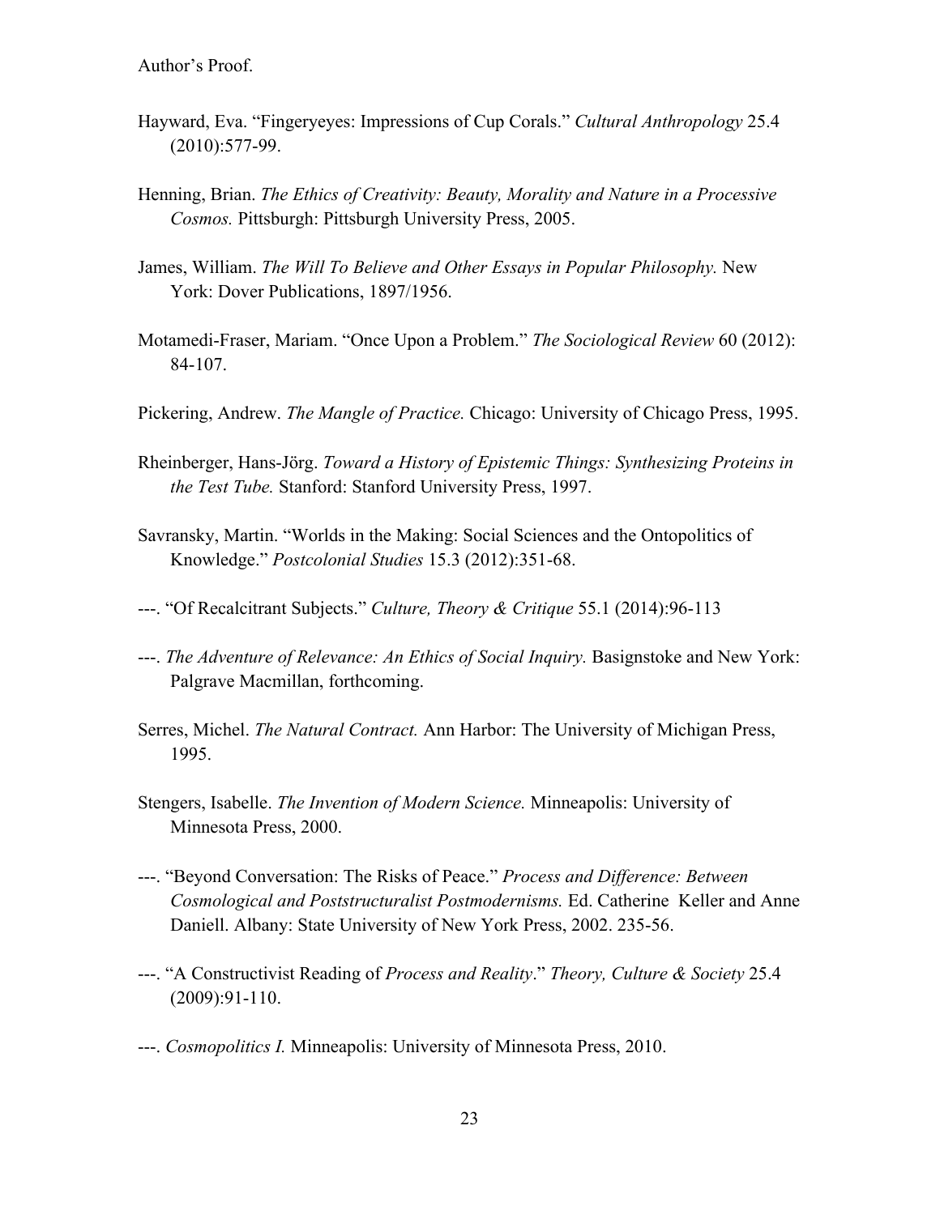Author's Proof.

Hayward, Eva. "Fingeryeyes: Impressions of Cup Corals." *Cultural Anthropology* 25.4 (2010):577-99.

Henning, Brian. *The Ethics of Creativity: Beauty, Morality and Nature in a Processive Cosmos.* Pittsburgh: Pittsburgh University Press, 2005.

James, William. *The Will To Believe and Other Essays in Popular Philosophy.* New York: Dover Publications, 1897/1956.

Motamedi-Fraser, Mariam. "Once Upon a Problem." *The Sociological Review* 60 (2012): 84-107.

Pickering, Andrew. *The Mangle of Practice.* Chicago: University of Chicago Press, 1995.

Rheinberger, Hans-Jörg. *Toward a History of Epistemic Things: Synthesizing Proteins in the Test Tube.* Stanford: Stanford University Press, 1997.

Savransky, Martin. "Worlds in the Making: Social Sciences and the Ontopolitics of Knowledge." *Postcolonial Studies* 15.3 (2012):351-68.

---. "Of Recalcitrant Subjects." *Culture, Theory & Critique* 55.1 (2014):96-113

---. *The Adventure of Relevance: An Ethics of Social Inquiry.* Basignstoke and New York: Palgrave Macmillan, forthcoming.

Serres, Michel. *The Natural Contract.* Ann Harbor: The University of Michigan Press, 1995.

Stengers, Isabelle. *The Invention of Modern Science.* Minneapolis: University of Minnesota Press, 2000.

---. "Beyond Conversation: The Risks of Peace." *Process and Difference: Between Cosmological and Poststructuralist Postmodernisms.* Ed. Catherine Keller and Anne Daniell. Albany: State University of New York Press, 2002. 235-56.

---. "A Constructivist Reading of *Process and Reality*." *Theory, Culture & Society* 25.4 (2009):91-110.

---. *Cosmopolitics I.* Minneapolis: University of Minnesota Press, 2010.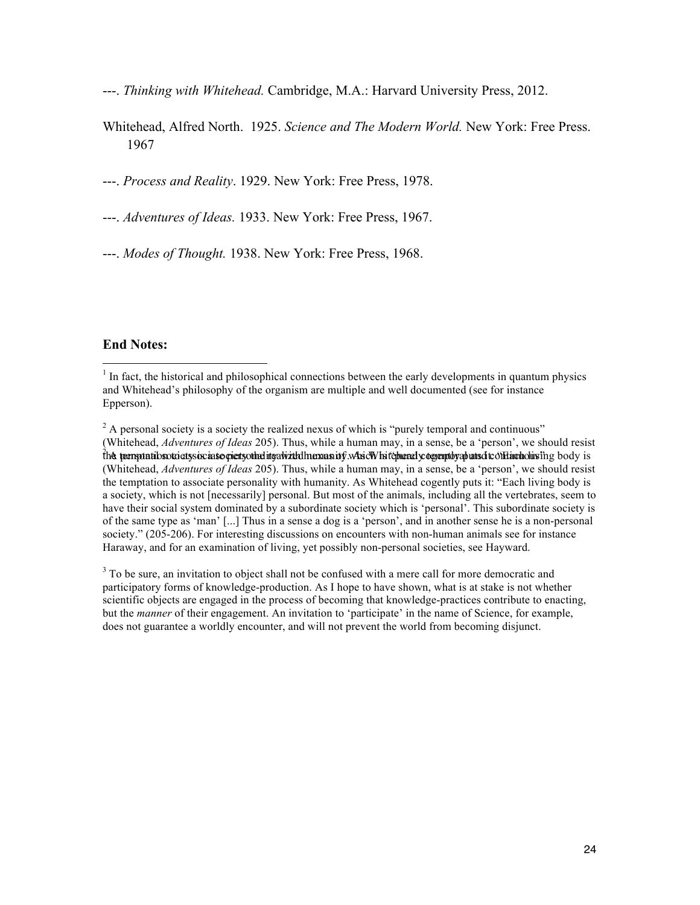---. *Thinking with Whitehead.* Cambridge, M.A.: Harvard University Press, 2012.

Whitehead, Alfred North. 1925. *Science and The Modern World.* New York: Free Press. 1967

---. *Process and Reality*. 1929. New York: Free Press, 1978.

---. *Adventures of Ideas.* 1933. New York: Free Press, 1967.

---. *Modes of Thought.* 1938. New York: Free Press, 1968.

**End Notes:**

[1] In fact, the historical and philosophical connections between the early developments in quantum physics and Whitehead's philosophy of the organism are multiple and well documented (see for instance Epperson).

[2] A personal society is a society the realized nexus of which is "purely temporal and continuous" (Whitehead, *Adventures of Ideas* 205). Thus, while a human may, in a sense, be a 'person', we should resist the temptation to associate personality with humanity. As Whitehead cogently puts it: "Each living body is a society, which is not [necessarily] personal. But most of the animals, including all the vertebrates, seem to have their social system dominated by a subordinate society which is 'personal'. This subordinate society is of the same type as 'man' [...] Thus in a sense a dog is a 'person', and in another sense he is a non-personal society." (205-206). For interesting discussions on encounters with non-human animals see for instance Haraway, and for an examination of living, yet possibly non-personal societies, see Hayward.

[3] To be sure, an invitation to object shall not be confused with a mere call for more democratic and participatory forms of knowledge-production. As I hope to have shown, what is at stake is not whether scientific objects are engaged in the process of becoming that knowledge-practices contribute to enacting, but the *manner* of their engagement. An invitation to 'participate' in the name of Science, for example, does not guarantee a worldly encounter, and will not prevent the world from becoming disjunct.